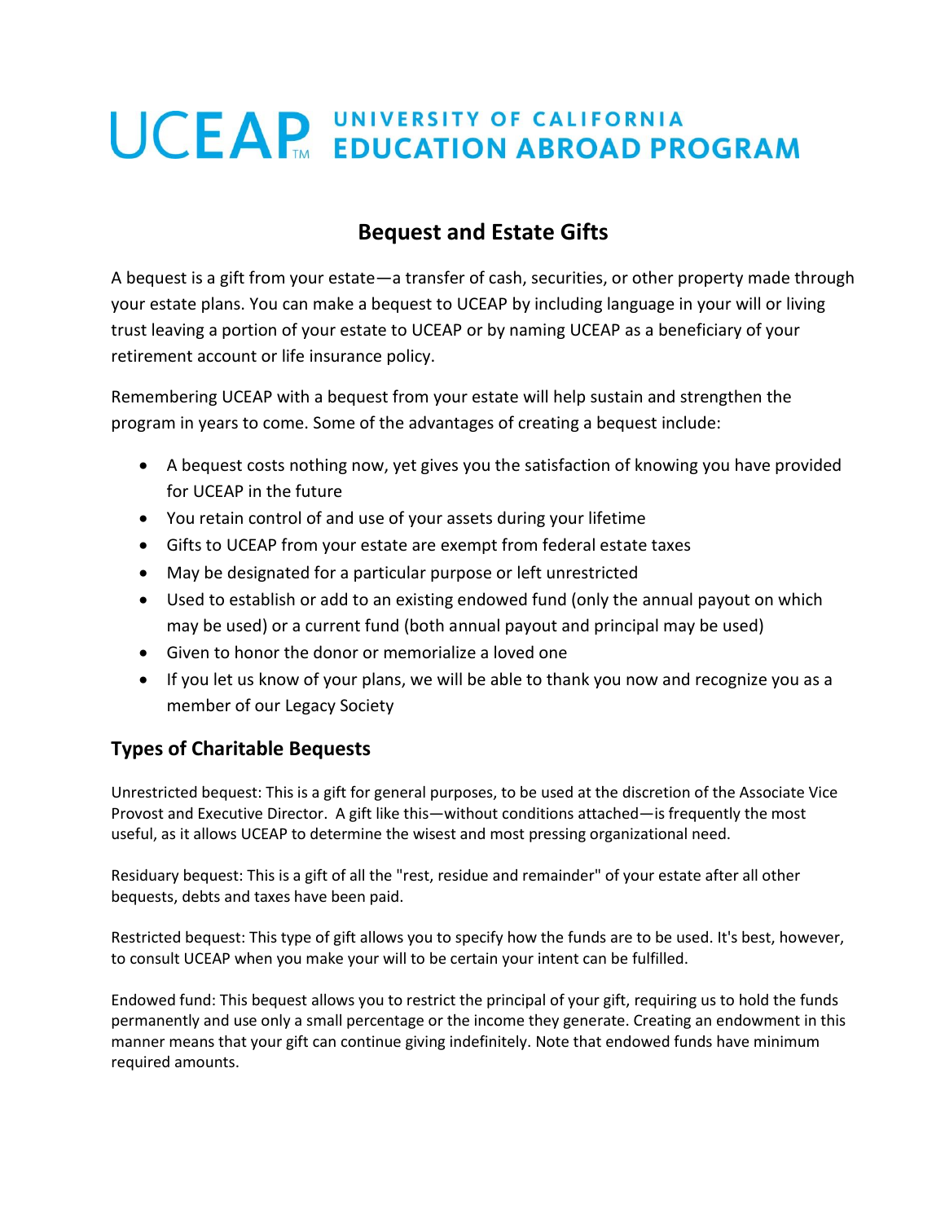# UCEAP™ UNIVERSITY OF CALIFORNIA EDUCATION ABROAD PROGRAM

## Bequest and Estate Gifts

A bequest is a gift from your estate—a transfer of cash, securities, or other property made through your estate plans. You can make a bequest to UCEAP by including language in your will or living trust leaving a portion of your estate to UCEAP or by naming UCEAP as a beneficiary of your retirement account or life insurance policy.

Remembering UCEAP with a bequest from your estate will help sustain and strengthen the program in years to come. Some of the advantages of creating a bequest include:

- A bequest costs nothing now, yet gives you the satisfaction of knowing you have provided for UCEAP in the future
- You retain control of and use of your assets during your lifetime
- Gifts to UCEAP from your estate are exempt from federal estate taxes
- May be designated for a particular purpose or left unrestricted
- Used to establish or add to an existing endowed fund (only the annual payout on which may be used) or a current fund (both annual payout and principal may be used)
- Given to honor the donor or memorialize a loved one
- If you let us know of your plans, we will be able to thank you now and recognize you as a member of our Legacy Society

### Types of Charitable Bequests

Unrestricted bequest: This is a gift for general purposes, to be used at the discretion of the Associate Vice Provost and Executive Director. A gift like this—without conditions attached—is frequently the most useful, as it allows UCEAP to determine the wisest and most pressing organizational need.

Residuary bequest: This is a gift of all the "rest, residue and remainder" of your estate after all other bequests, debts and taxes have been paid.

Restricted bequest: This type of gift allows you to specify how the funds are to be used. It's best, however, to consult UCEAP when you make your will to be certain your intent can be fulfilled.

Endowed fund: This bequest allows you to restrict the principal of your gift, requiring us to hold the funds permanently and use only a small percentage or the income they generate. Creating an endowment in this manner means that your gift can continue giving indefinitely. Note that endowed funds have minimum required amounts.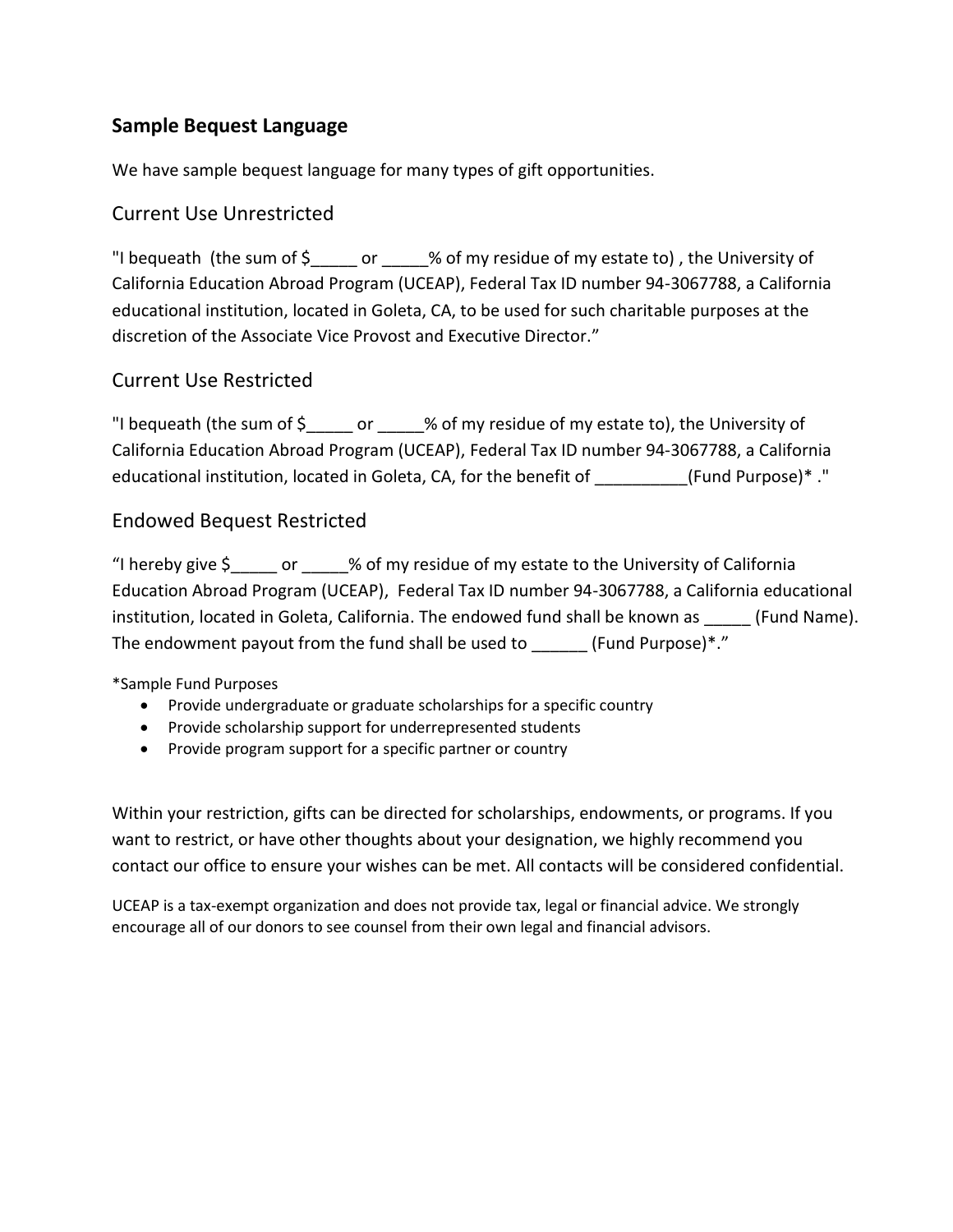## Sample Bequest Language

We have sample bequest language for many types of gift opportunities.

### Current Use Unrestricted

"I bequeath (the sum of $_____ or _____% of my residue of my estate to) , the University of California Education Abroad Program (UCEAP), Federal Tax ID number 94-3067788, a California educational institution, located in Goleta, CA, to be used for such charitable purposes at the discretion of the Associate Vice Provost and Executive Director."

### Current Use Restricted

"I bequeath (the sum of $_____ or _____% of my residue of my estate to), the University of California Education Abroad Program (UCEAP), Federal Tax ID number 94-3067788, a California educational institution, located in Goleta, CA, for the benefit of __________(Fund Purpose)* ."

### Endowed Bequest Restricted

"I hereby give $_____ or _____% of my residue of my estate to the University of California Education Abroad Program (UCEAP), Federal Tax ID number 94-3067788, a California educational institution, located in Goleta, California. The endowed fund shall be known as _____ (Fund Name). The endowment payout from the fund shall be used to ______ (Fund Purpose)*."

*Sample Fund Purposes

- Provide undergraduate or graduate scholarships for a specific country
- Provide scholarship support for underrepresented students
- Provide program support for a specific partner or country

Within your restriction, gifts can be directed for scholarships, endowments, or programs. If you want to restrict, or have other thoughts about your designation, we highly recommend you contact our office to ensure your wishes can be met. All contacts will be considered confidential.

UCEAP is a tax-exempt organization and does not provide tax, legal or financial advice. We strongly encourage all of our donors to see counsel from their own legal and financial advisors.